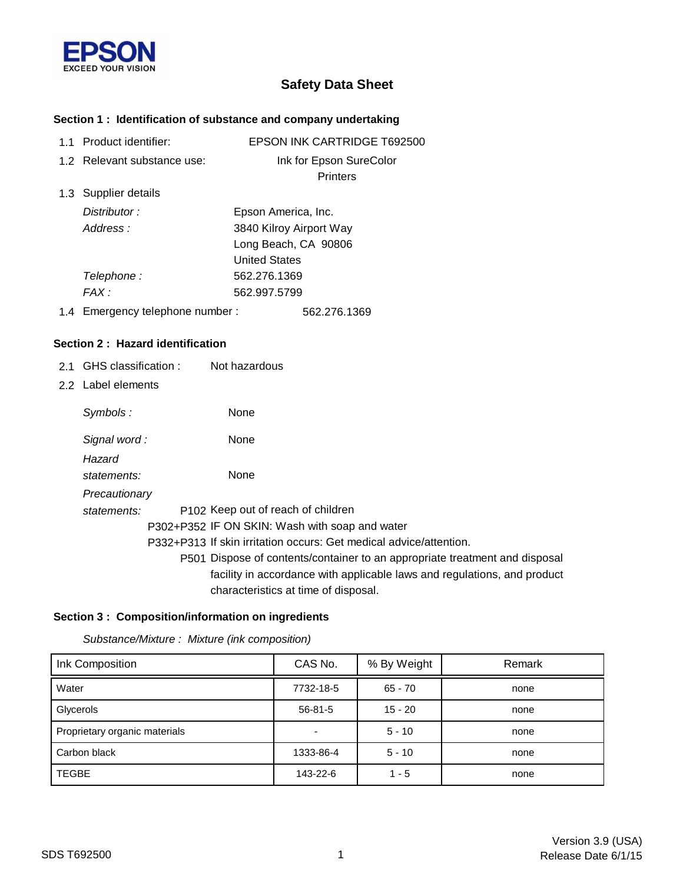EPSON
EXCEED YOUR VISION

# Safety Data Sheet

## Section 1 : Identification of substance and company undertaking

1.1 Product identifier: EPSON INK CARTRIDGE T692500

1.2 Relevant substance use: Ink for Epson SureColor Printers

1.3 Supplier details

*Distributor :* Epson America, Inc.

*Address :* 3840 Kilroy Airport Way
Long Beach, CA 90806
United States

*Telephone :* 562.276.1369

*FAX :* 562.997.5799

1.4 Emergency telephone number : 562.276.1369

## Section 2 : Hazard identification

2.1 GHS classification : Not hazardous

2.2 Label elements

*Symbols :* None

*Signal word :* None

*Hazard statements:* None

*Precautionary statements:*

P102 Keep out of reach of children

P302+P352 IF ON SKIN: Wash with soap and water

P332+P313 If skin irritation occurs: Get medical advice/attention.

P501 Dispose of contents/container to an appropriate treatment and disposal facility in accordance with applicable laws and regulations, and product characteristics at time of disposal.

## Section 3 : Composition/information on ingredients

*Substance/Mixture : Mixture (ink composition)*

| Ink Composition | CAS No. | % By Weight | Remark |
|---|---|---|---|
| Water | 7732-18-5 | 65 - 70 | none |
| Glycerols | 56-81-5 | 15 - 20 | none |
| Proprietary organic materials | - | 5 - 10 | none |
| Carbon black | 1333-86-4 | 5 - 10 | none |
| TEGBE | 143-22-6 | 1 - 5 | none |

SDS T692500

Version 3.9 (USA)
Release Date 6/1/15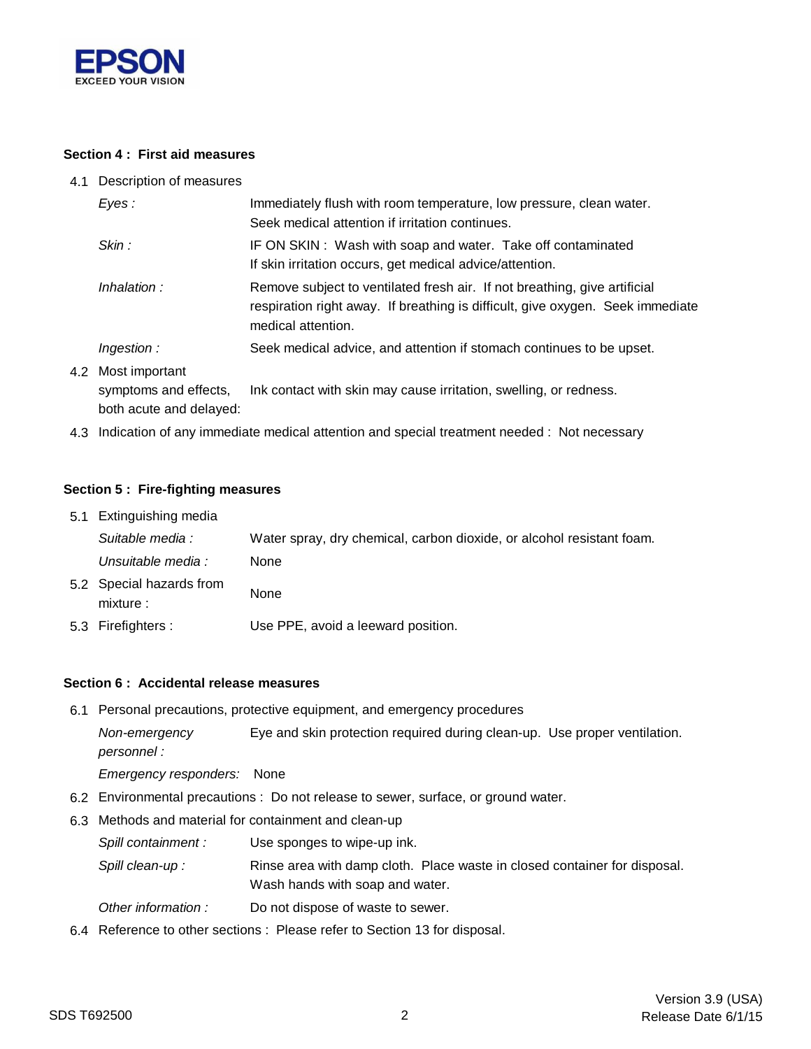## Section 4 : First aid measures

4.1 Description of measures

| | |
|---|---|
| *Eyes :* | Immediately flush with room temperature, low pressure, clean water. Seek medical attention if irritation continues. |
| *Skin :* | IF ON SKIN : Wash with soap and water. Take off contaminated If skin irritation occurs, get medical advice/attention. |
| *Inhalation :* | Remove subject to ventilated fresh air. If not breathing, give artificial respiration right away. If breathing is difficult, give oxygen. Seek immediate medical attention. |
| *Ingestion :* | Seek medical advice, and attention if stomach continues to be upset. |

4.2 Most important symptoms and effects, both acute and delayed: Ink contact with skin may cause irritation, swelling, or redness.

4.3 Indication of any immediate medical attention and special treatment needed : Not necessary

## Section 5 : Fire-fighting measures

5.1 Extinguishing media

| | |
|---|---|
| *Suitable media :* | Water spray, dry chemical, carbon dioxide, or alcohol resistant foam. |
| *Unsuitable media :* | None |

5.2 Special hazards from mixture : None

5.3 Firefighters : Use PPE, avoid a leeward position.

## Section 6 : Accidental release measures

6.1 Personal precautions, protective equipment, and emergency procedures

| | |
|---|---|
| *Non-emergency personnel :* | Eye and skin protection required during clean-up. Use proper ventilation. |
| *Emergency responders:* | None |

6.2 Environmental precautions : Do not release to sewer, surface, or ground water.

6.3 Methods and material for containment and clean-up

| | |
|---|---|
| *Spill containment :* | Use sponges to wipe-up ink. |
| *Spill clean-up :* | Rinse area with damp cloth. Place waste in closed container for disposal. Wash hands with soap and water. |
| *Other information :* | Do not dispose of waste to sewer. |

6.4 Reference to other sections : Please refer to Section 13 for disposal.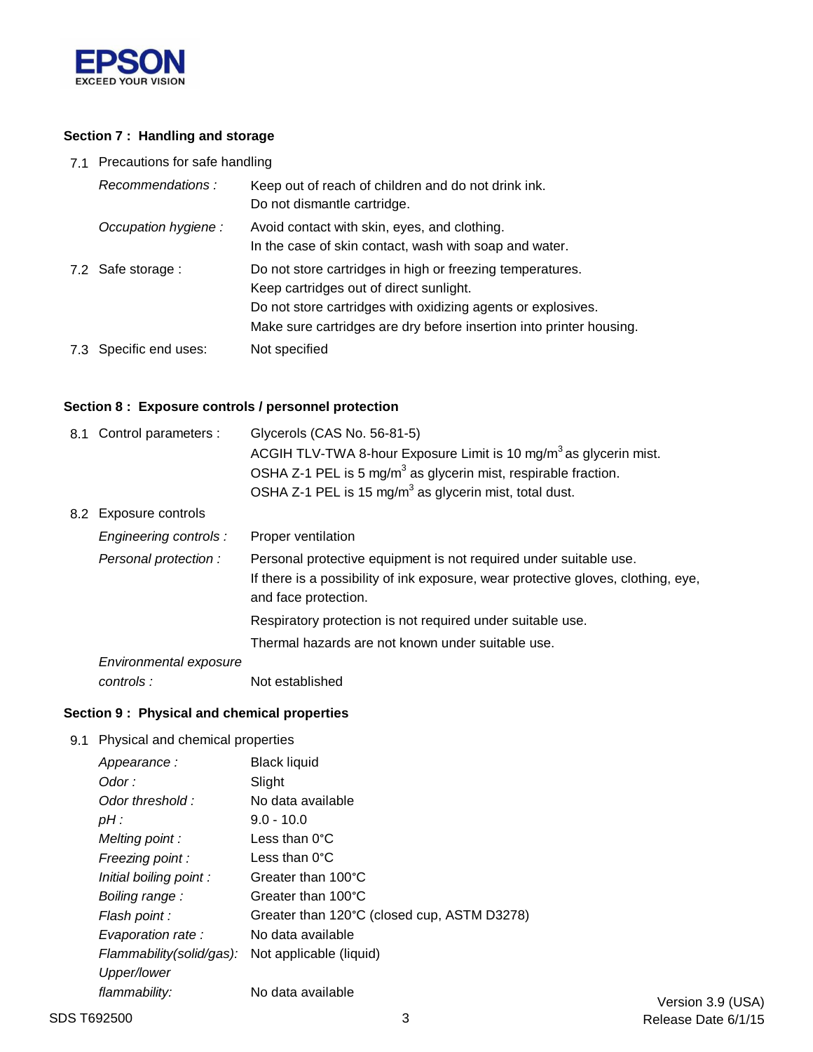## Section 7 : Handling and storage

7.1 Precautions for safe handling

| | |
|---|---|
| *Recommendations :* | Keep out of reach of children and do not drink ink.<br>Do not dismantle cartridge. |
| *Occupation hygiene :* | Avoid contact with skin, eyes, and clothing.<br>In the case of skin contact, wash with soap and water. |

7.2 Safe storage : Do not store cartridges in high or freezing temperatures.
Keep cartridges out of direct sunlight.
Do not store cartridges with oxidizing agents or explosives.
Make sure cartridges are dry before insertion into printer housing.

7.3 Specific end uses: Not specified

## Section 8 : Exposure controls / personnel protection

8.1 Control parameters : Glycerols (CAS No. 56-81-5)
ACGIH TLV-TWA 8-hour Exposure Limit is 10 $mg/m^3$ as glycerin mist.
OSHA Z-1 PEL is 5 $mg/m^3$ as glycerin mist, respirable fraction.
OSHA Z-1 PEL is 15 $mg/m^3$ as glycerin mist, total dust.

8.2 Exposure controls

| | |
|---|---|
| *Engineering controls :* | Proper ventilation |
| *Personal protection :* | Personal protective equipment is not required under suitable use.<br>If there is a possibility of ink exposure, wear protective gloves, clothing, eye, and face protection.<br>Respiratory protection is not required under suitable use.<br>Thermal hazards are not known under suitable use. |
| *Environmental exposure controls :* | Not established |

## Section 9 : Physical and chemical properties

9.1 Physical and chemical properties

| | |
|---|---|
| *Appearance :* | Black liquid |
| *Odor :* | Slight |
| *Odor threshold :* | No data available |
| *pH :* | 9.0 - 10.0 |
| *Melting point :* | Less than 0°C |
| *Freezing point :* | Less than 0°C |
| *Initial boiling point :* | Greater than 100°C |
| *Boiling range :* | Greater than 100°C |
| *Flash point :* | Greater than 120°C (closed cup, ASTM D3278) |
| *Evaporation rate :* | No data available |
| *Flammability(solid/gas):* | Not applicable (liquid) |
| *Upper/lower flammability:* | No data available |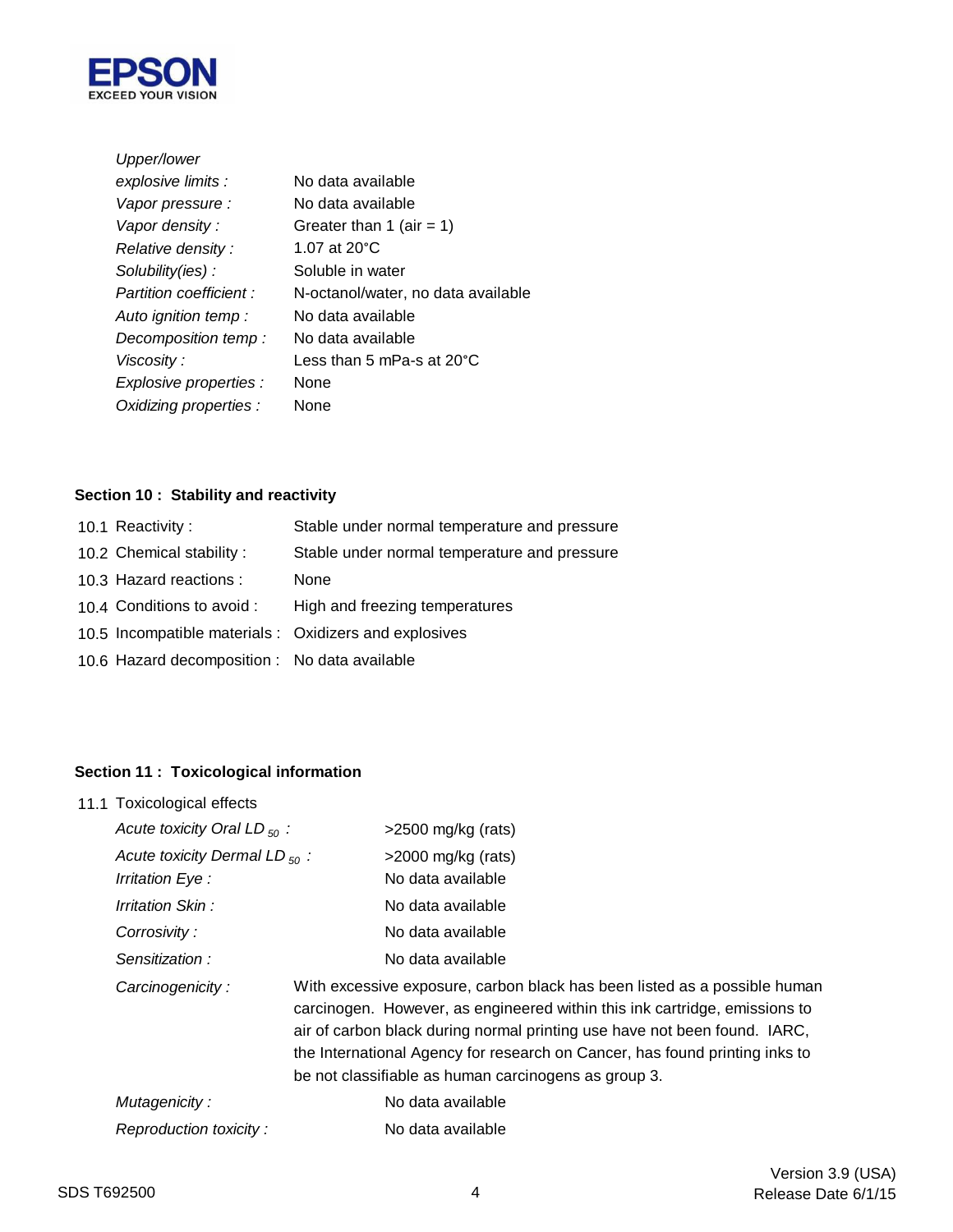| | |
|---|---|
| *Upper/lower explosive limits :* | No data available |
| *Vapor pressure :* | No data available |
| *Vapor density :* | Greater than 1 (air = 1) |
| *Relative density :* | 1.07 at 20°C |
| *Solubility(ies) :* | Soluble in water |
| *Partition coefficient :* | N-octanol/water, no data available |
| *Auto ignition temp :* | No data available |
| *Decomposition temp :* | No data available |
| *Viscosity :* | Less than 5 mPa-s at 20°C |
| *Explosive properties :* | None |
| *Oxidizing properties :* | None |

## Section 10 : Stability and reactivity

| | |
|---|---|
| 10.1 Reactivity : | Stable under normal temperature and pressure |
| 10.2 Chemical stability : | Stable under normal temperature and pressure |
| 10.3 Hazard reactions : | None |
| 10.4 Conditions to avoid : | High and freezing temperatures |
| 10.5 Incompatible materials : | Oxidizers and explosives |
| 10.6 Hazard decomposition : | No data available |

## Section 11 : Toxicological information

11.1 Toxicological effects

| | |
|---|---|
| *Acute toxicity Oral $LD_{50}$ :* | >2500 mg/kg (rats) |
| *Acute toxicity Dermal $LD_{50}$ :* | >2000 mg/kg (rats) |
| *Irritation Eye :* | No data available |
| *Irritation Skin :* | No data available |
| *Corrosivity :* | No data available |
| *Sensitization :* | No data available |
| *Carcinogenicity :* | With excessive exposure, carbon black has been listed as a possible human carcinogen. However, as engineered within this ink cartridge, emissions to air of carbon black during normal printing use have not been found. IARC, the International Agency for research on Cancer, has found printing inks to be not classifiable as human carcinogens as group 3. |
| *Mutagenicity :* | No data available |
| *Reproduction toxicity :* | No data available |

SDS T692500

Version 3.9 (USA)
Release Date 6/1/15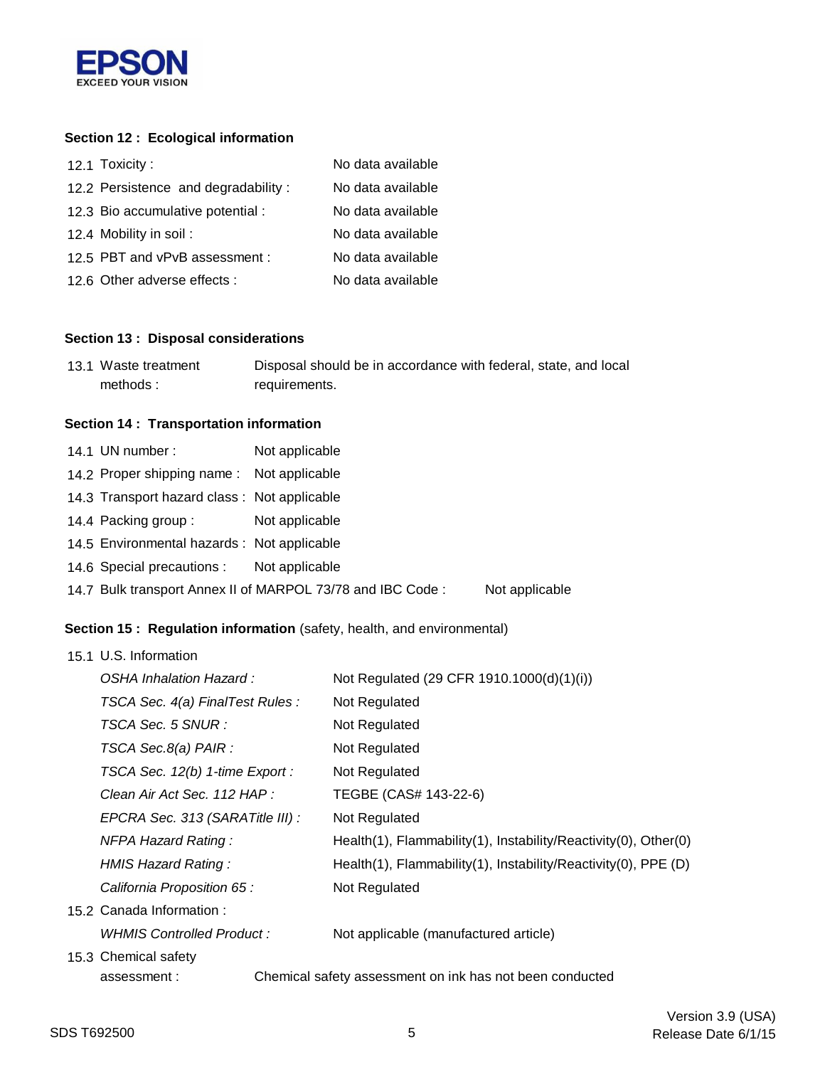## Section 12 : Ecological information

| | |
|---|---|
| 12.1 Toxicity : | No data available |
| 12.2 Persistence and degradability : | No data available |
| 12.3 Bio accumulative potential : | No data available |
| 12.4 Mobility in soil : | No data available |
| 12.5 PBT and vPvB assessment : | No data available |
| 12.6 Other adverse effects : | No data available |

## Section 13 : Disposal considerations

| | |
|---|---|
| 13.1 Waste treatment methods : | Disposal should be in accordance with federal, state, and local requirements. |

## Section 14 : Transportation information

| | |
|---|---|
| 14.1 UN number : | Not applicable |
| 14.2 Proper shipping name : | Not applicable |
| 14.3 Transport hazard class : | Not applicable |
| 14.4 Packing group : | Not applicable |
| 14.5 Environmental hazards : | Not applicable |
| 14.6 Special precautions : | Not applicable |
| 14.7 Bulk transport Annex II of MARPOL 73/78 and IBC Code : | Not applicable |

## Section 15 : Regulation information (safety, health, and environmental)

15.1 U.S. Information

| | |
|---|---|
| *OSHA Inhalation Hazard :* | Not Regulated (29 CFR 1910.1000(d)(1)(i)) |
| *TSCA Sec. 4(a) FinalTest Rules :* | Not Regulated |
| *TSCA Sec. 5 SNUR :* | Not Regulated |
| *TSCA Sec.8(a) PAIR :* | Not Regulated |
| *TSCA Sec. 12(b) 1-time Export :* | Not Regulated |
| *Clean Air Act Sec. 112 HAP :* | TEGBE (CAS# 143-22-6) |
| *EPCRA Sec. 313 (SARATitle III) :* | Not Regulated |
| *NFPA Hazard Rating :* | Health(1), Flammability(1), Instability/Reactivity(0), Other(0) |
| *HMIS Hazard Rating :* | Health(1), Flammability(1), Instability/Reactivity(0), PPE (D) |
| *California Proposition 65 :* | Not Regulated |

15.2 Canada Information :

| | |
|---|---|
| *WHMIS Controlled Product :* | Not applicable (manufactured article) |

15.3 Chemical safety assessment : Chemical safety assessment on ink has not been conducted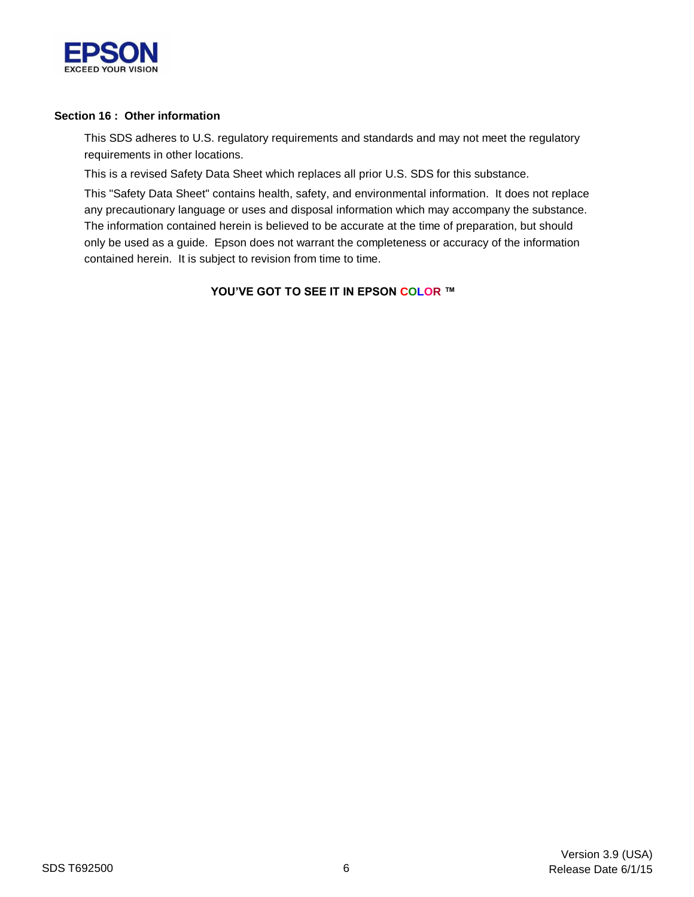**Section 16 : Other information**

This SDS adheres to U.S. regulatory requirements and standards and may not meet the regulatory requirements in other locations.

This is a revised Safety Data Sheet which replaces all prior U.S. SDS for this substance.

This "Safety Data Sheet" contains health, safety, and environmental information. It does not replace any precautionary language or uses and disposal information which may accompany the substance. The information contained herein is believed to be accurate at the time of preparation, but should only be used as a guide. Epson does not warrant the completeness or accuracy of the information contained herein. It is subject to revision from time to time.

**YOU'VE GOT TO SEE IT IN EPSON COLOR ™**